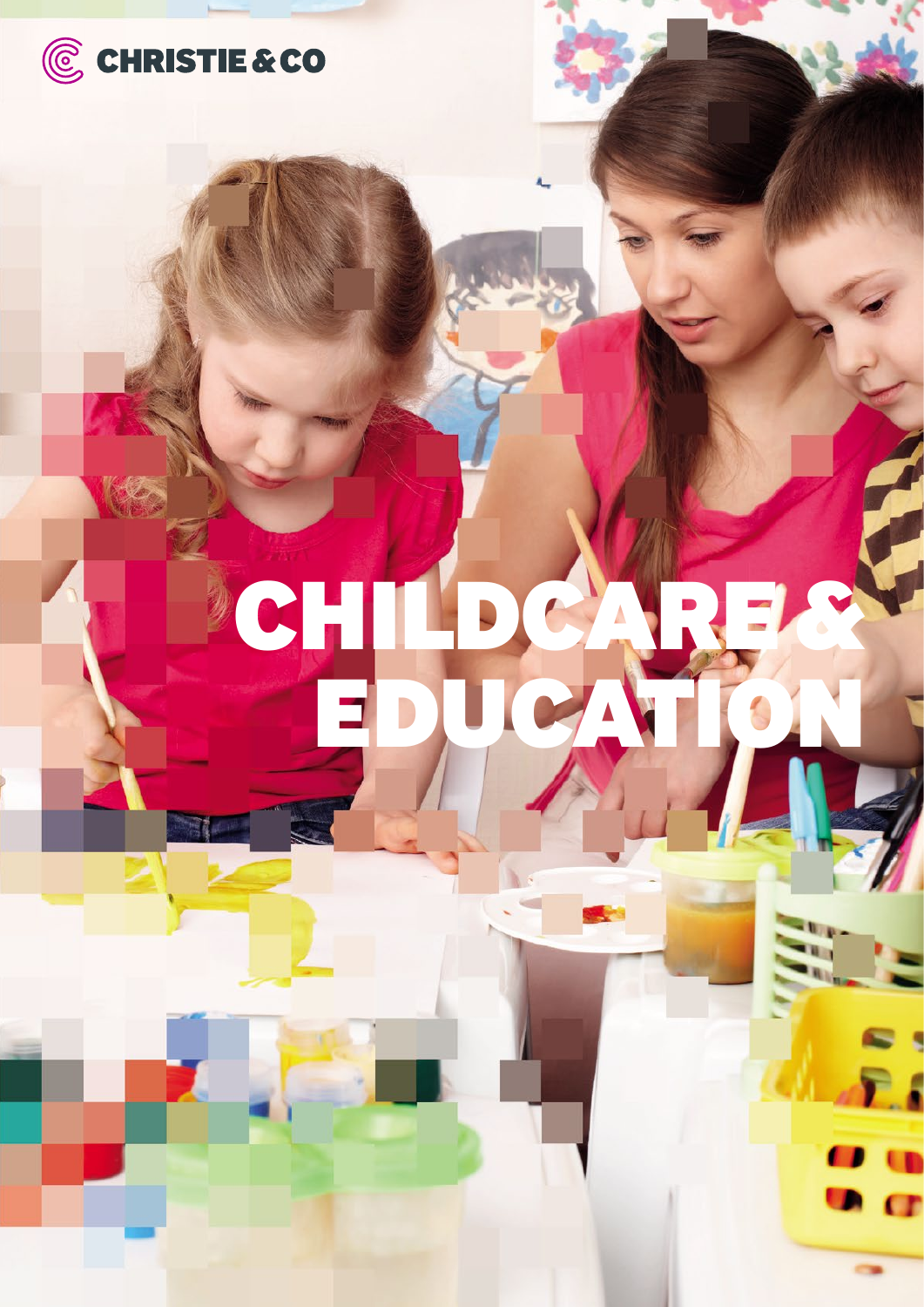CHRISTIE & CO

# CHILDCARE & EDUCATION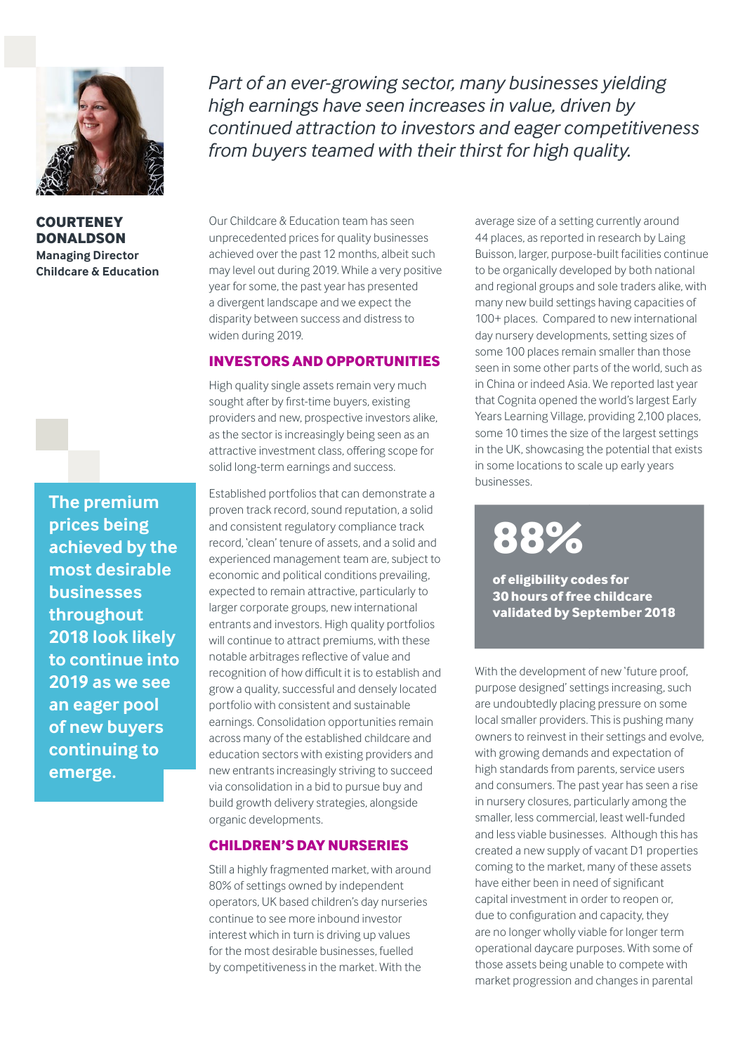**COURTENEY DONALDSON**
**Managing Director Childcare & Education**

*Part of an ever-growing sector, many businesses yielding high earnings have seen increases in value, driven by continued attraction to investors and eager competitiveness from buyers teamed with their thirst for high quality.*

Our Childcare & Education team has seen unprecedented prices for quality businesses achieved over the past 12 months, albeit such may level out during 2019. While a very positive year for some, the past year has presented a divergent landscape and we expect the disparity between success and distress to widen during 2019.

## INVESTORS AND OPPORTUNITIES

High quality single assets remain very much sought after by first-time buyers, existing providers and new, prospective investors alike, as the sector is increasingly being seen as an attractive investment class, offering scope for solid long-term earnings and success.

Established portfolios that can demonstrate a proven track record, sound reputation, a solid and consistent regulatory compliance track record, 'clean' tenure of assets, and a solid and experienced management team are, subject to economic and political conditions prevailing, expected to remain attractive, particularly to larger corporate groups, new international entrants and investors. High quality portfolios will continue to attract premiums, with these notable arbitrages reflective of value and recognition of how difficult it is to establish and grow a quality, successful and densely located portfolio with consistent and sustainable earnings. Consolidation opportunities remain across many of the established childcare and education sectors with existing providers and new entrants increasingly striving to succeed via consolidation in a bid to pursue buy and build growth delivery strategies, alongside organic developments.

**The premium prices being achieved by the most desirable businesses throughout 2018 look likely to continue into 2019 as we see an eager pool of new buyers continuing to emerge.**

## CHILDREN'S DAY NURSERIES

Still a highly fragmented market, with around 80% of settings owned by independent operators, UK based children's day nurseries continue to see more inbound investor interest which in turn is driving up values for the most desirable businesses, fuelled by competitiveness in the market. With the average size of a setting currently around 44 places, as reported in research by Laing Buisson, larger, purpose-built facilities continue to be organically developed by both national and regional groups and sole traders alike, with many new build settings having capacities of 100+ places. Compared to new international day nursery developments, setting sizes of some 100 places remain smaller than those seen in some other parts of the world, such as in China or indeed Asia. We reported last year that Cognita opened the world's largest Early Years Learning Village, providing 2,100 places, some 10 times the size of the largest settings in the UK, showcasing the potential that exists in some locations to scale up early years businesses.

**88%**

**of eligibility codes for 30 hours of free childcare validated by September 2018**

With the development of new 'future proof, purpose designed' settings increasing, such are undoubtedly placing pressure on some local smaller providers. This is pushing many owners to reinvest in their settings and evolve, with growing demands and expectation of high standards from parents, service users and consumers. The past year has seen a rise in nursery closures, particularly among the smaller, less commercial, least well-funded and less viable businesses. Although this has created a new supply of vacant D1 properties coming to the market, many of these assets have either been in need of significant capital investment in order to reopen or, due to configuration and capacity, they are no longer wholly viable for longer term operational daycare purposes. With some of those assets being unable to compete with market progression and changes in parental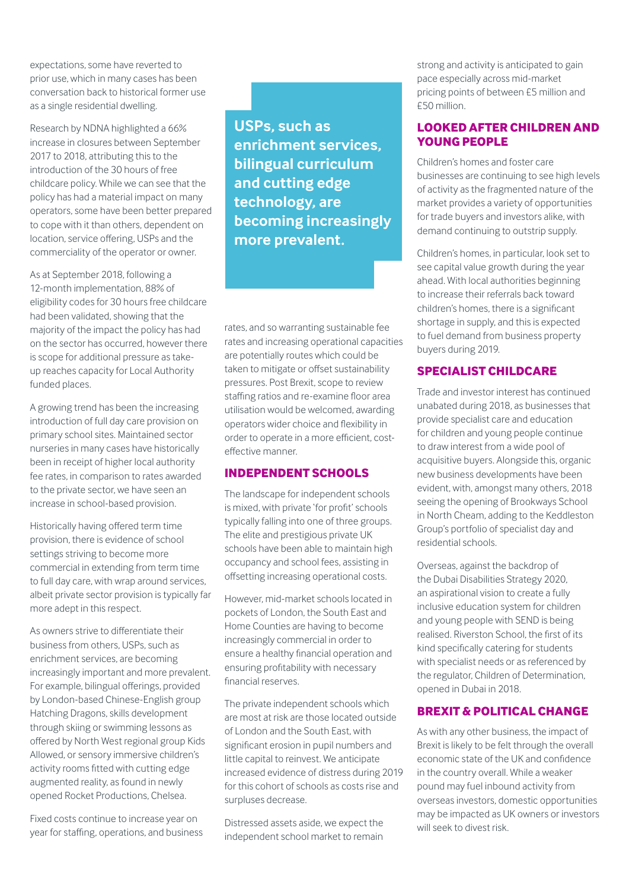expectations, some have reverted to prior use, which in many cases has been conversation back to historical former use as a single residential dwelling.

Research by NDNA highlighted a 66% increase in closures between September 2017 to 2018, attributing this to the introduction of the 30 hours of free childcare policy. While we can see that the policy has had a material impact on many operators, some have been better prepared to cope with it than others, dependent on location, service offering, USPs and the commerciality of the operator or owner.

As at September 2018, following a 12-month implementation, 88% of eligibility codes for 30 hours free childcare had been validated, showing that the majority of the impact the policy has had on the sector has occurred, however there is scope for additional pressure as take-up reaches capacity for Local Authority funded places.

A growing trend has been the increasing introduction of full day care provision on primary school sites. Maintained sector nurseries in many cases have historically been in receipt of higher local authority fee rates, in comparison to rates awarded to the private sector, we have seen an increase in school-based provision.

Historically having offered term time provision, there is evidence of school settings striving to become more commercial in extending from term time to full day care, with wrap around services, albeit private sector provision is typically far more adept in this respect.

As owners strive to differentiate their business from others, USPs, such as enrichment services, are becoming increasingly important and more prevalent. For example, bilingual offerings, provided by London-based Chinese-English group Hatching Dragons, skills development through skiing or swimming lessons as offered by North West regional group Kids Allowed, or sensory immersive children's activity rooms fitted with cutting edge augmented reality, as found in newly opened Rocket Productions, Chelsea.

Fixed costs continue to increase year on year for staffing, operations, and business rates, and so warranting sustainable fee rates and increasing operational capacities are potentially routes which could be taken to mitigate or offset sustainability pressures. Post Brexit, scope to review staffing ratios and re-examine floor area utilisation would be welcomed, awarding operators wider choice and flexibility in order to operate in a more efficient, cost-effective manner.

> **USPs, such as enrichment services, bilingual curriculum and cutting edge technology, are becoming increasingly more prevalent.**

## INDEPENDENT SCHOOLS

The landscape for independent schools is mixed, with private 'for profit' schools typically falling into one of three groups. The elite and prestigious private UK schools have been able to maintain high occupancy and school fees, assisting in offsetting increasing operational costs.

However, mid-market schools located in pockets of London, the South East and Home Counties are having to become increasingly commercial in order to ensure a healthy financial operation and ensuring profitability with necessary financial reserves.

The private independent schools which are most at risk are those located outside of London and the South East, with significant erosion in pupil numbers and little capital to reinvest. We anticipate increased evidence of distress during 2019 for this cohort of schools as costs rise and surpluses decrease.

Distressed assets aside, we expect the independent school market to remain strong and activity is anticipated to gain pace especially across mid-market pricing points of between £5 million and £50 million.

## LOOKED AFTER CHILDREN AND YOUNG PEOPLE

Children's homes and foster care businesses are continuing to see high levels of activity as the fragmented nature of the market provides a variety of opportunities for trade buyers and investors alike, with demand continuing to outstrip supply.

Children's homes, in particular, look set to see capital value growth during the year ahead. With local authorities beginning to increase their referrals back toward children's homes, there is a significant shortage in supply, and this is expected to fuel demand from business property buyers during 2019.

## SPECIALIST CHILDCARE

Trade and investor interest has continued unabated during 2018, as businesses that provide specialist care and education for children and young people continue to draw interest from a wide pool of acquisitive buyers. Alongside this, organic new business developments have been evident, with, amongst many others, 2018 seeing the opening of Brookways School in North Cheam, adding to the Keddleston Group's portfolio of specialist day and residential schools.

Overseas, against the backdrop of the Dubai Disabilities Strategy 2020, an aspirational vision to create a fully inclusive education system for children and young people with SEND is being realised. Riverston School, the first of its kind specifically catering for students with specialist needs or as referenced by the regulator, Children of Determination, opened in Dubai in 2018.

## BREXIT & POLITICAL CHANGE

As with any other business, the impact of Brexit is likely to be felt through the overall economic state of the UK and confidence in the country overall. While a weaker pound may fuel inbound activity from overseas investors, domestic opportunities may be impacted as UK owners or investors will seek to divest risk.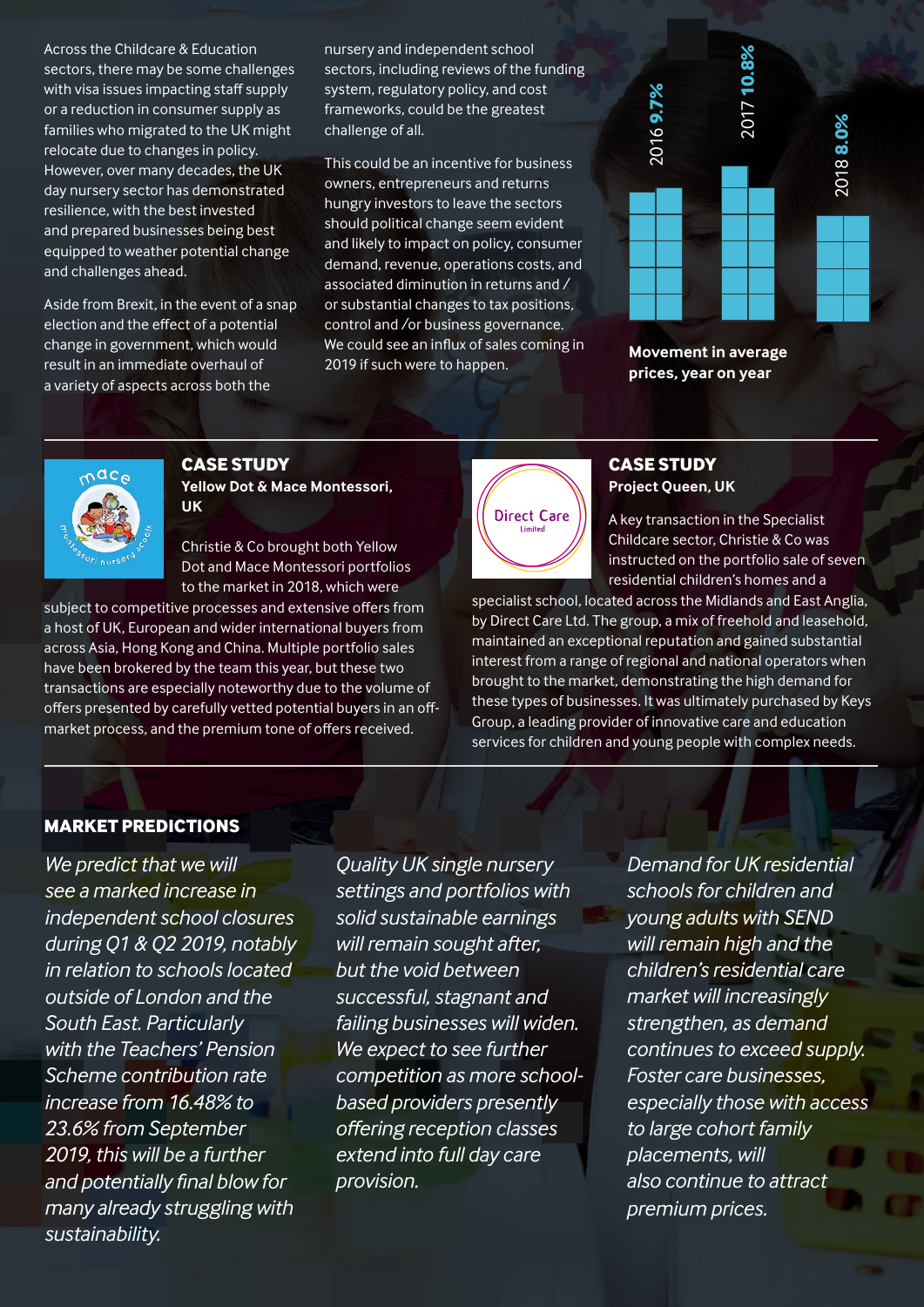Across the Childcare & Education sectors, there may be some challenges with visa issues impacting staff supply or a reduction in consumer supply as families who migrated to the UK might relocate due to changes in policy. However, over many decades, the UK day nursery sector has demonstrated resilience, with the best invested and prepared businesses being best equipped to weather potential change and challenges ahead.

Aside from Brexit, in the event of a snap election and the effect of a potential change in government, which would result in an immediate overhaul of a variety of aspects across both the nursery and independent school sectors, including reviews of the funding system, regulatory policy, and cost frameworks, could be the greatest challenge of all.

This could be an incentive for business owners, entrepreneurs and returns hungry investors to leave the sectors should political change seem evident and likely to impact on policy, consumer demand, revenue, operations costs, and associated diminution in returns and / or substantial changes to tax positions, control and /or business governance. We could see an influx of sales coming in 2019 if such were to happen.

2016 **9.7%**

2017 **10.8%**

2018 **8.0%**

**Movement in average prices, year on year**

## CASE STUDY

**Yellow Dot & Mace Montessori, UK**

Christie & Co brought both Yellow Dot and Mace Montessori portfolios to the market in 2018, which were subject to competitive processes and extensive offers from a host of UK, European and wider international buyers from across Asia, Hong Kong and China. Multiple portfolio sales have been brokered by the team this year, but these two transactions are especially noteworthy due to the volume of offers presented by carefully vetted potential buyers in an off-market process, and the premium tone of offers received.

## CASE STUDY

**Project Queen, UK**

A key transaction in the Specialist Childcare sector, Christie & Co was instructed on the portfolio sale of seven residential children's homes and a specialist school, located across the Midlands and East Anglia, by Direct Care Ltd. The group, a mix of freehold and leasehold, maintained an exceptional reputation and gained substantial interest from a range of regional and national operators when brought to the market, demonstrating the high demand for these types of businesses. It was ultimately purchased by Keys Group, a leading provider of innovative care and education services for children and young people with complex needs.

## MARKET PREDICTIONS

*We predict that we will see a marked increase in independent school closures during Q1 & Q2 2019, notably in relation to schools located outside of London and the South East. Particularly with the Teachers' Pension Scheme contribution rate increase from 16.48% to 23.6% from September 2019, this will be a further and potentially final blow for many already struggling with sustainability.*

*Quality UK single nursery settings and portfolios with solid sustainable earnings will remain sought after, but the void between successful, stagnant and failing businesses will widen. We expect to see further competition as more school-based providers presently offering reception classes extend into full day care provision.*

*Demand for UK residential schools for children and young adults with SEND will remain high and the children's residential care market will increasingly strengthen, as demand continues to exceed supply. Foster care businesses, especially those with access to large cohort family placements, will also continue to attract premium prices.*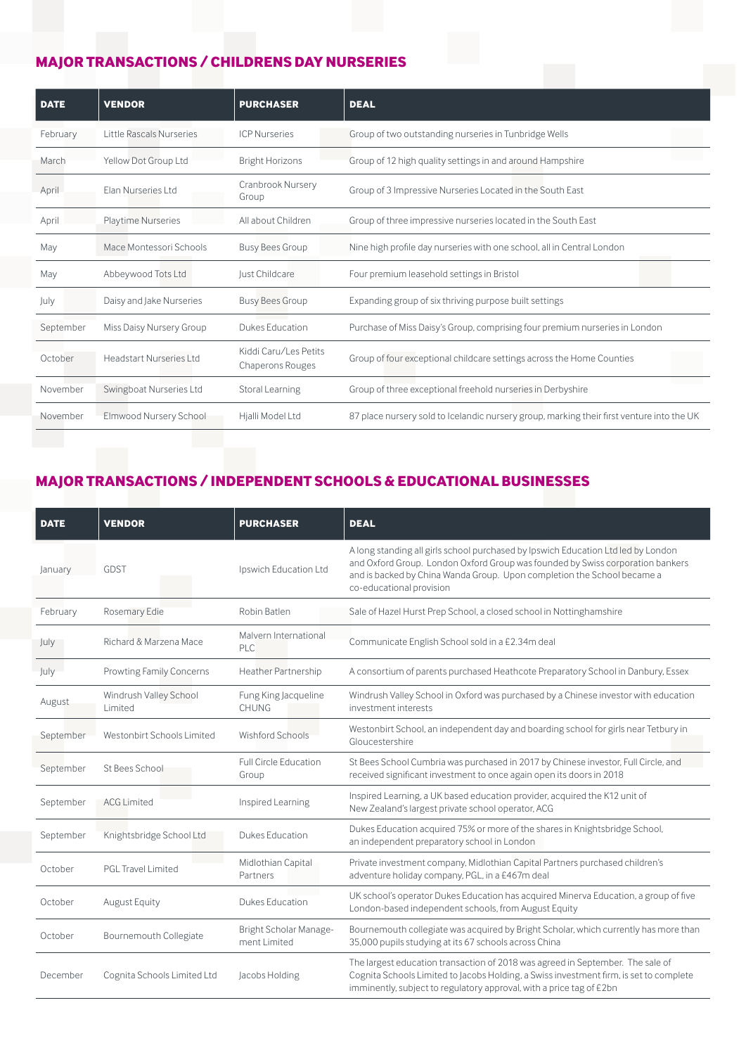## MAJOR TRANSACTIONS / CHILDRENS DAY NURSERIES

| DATE | VENDOR | PURCHASER | DEAL |
|---|---|---|---|
| February | Little Rascals Nurseries | ICP Nurseries | Group of two outstanding nurseries in Tunbridge Wells |
| March | Yellow Dot Group Ltd | Bright Horizons | Group of 12 high quality settings in and around Hampshire |
| April | Elan Nurseries Ltd | Cranbrook Nursery Group | Group of 3 Impressive Nurseries Located in the South East |
| April | Playtime Nurseries | All about Children | Group of three impressive nurseries located in the South East |
| May | Mace Montessori Schools | Busy Bees Group | Nine high profile day nurseries with one school, all in Central London |
| May | Abbeywood Tots Ltd | Just Childcare | Four premium leasehold settings in Bristol |
| July | Daisy and Jake Nurseries | Busy Bees Group | Expanding group of six thriving purpose built settings |
| September | Miss Daisy Nursery Group | Dukes Education | Purchase of Miss Daisy's Group, comprising four premium nurseries in London |
| October | Headstart Nurseries Ltd | Kiddi Caru/Les Petits Chaperons Rouges | Group of four exceptional childcare settings across the Home Counties |
| November | Swingboat Nurseries Ltd | Storal Learning | Group of three exceptional freehold nurseries in Derbyshire |
| November | Elmwood Nursery School | Hjalli Model Ltd | 87 place nursery sold to Icelandic nursery group, marking their first venture into the UK |

## MAJOR TRANSACTIONS / INDEPENDENT SCHOOLS & EDUCATIONAL BUSINESSES

| DATE | VENDOR | PURCHASER | DEAL |
|---|---|---|---|
| January | GDST | Ipswich Education Ltd | A long standing all girls school purchased by Ipswich Education Ltd led by London and Oxford Group. London Oxford Group was founded by Swiss corporation bankers and is backed by China Wanda Group. Upon completion the School became a co-educational provision |
| February | Rosemary Edie | Robin Batlen | Sale of Hazel Hurst Prep School, a closed school in Nottinghamshire |
| July | Richard & Marzena Mace | Malvern International PLC | Communicate English School sold in a £2.34m deal |
| July | Prowting Family Concerns | Heather Partnership | A consortium of parents purchased Heathcote Preparatory School in Danbury, Essex |
| August | Windrush Valley School Limited | Fung King Jacqueline CHUNG | Windrush Valley School in Oxford was purchased by a Chinese investor with education investment interests |
| September | Westonbirt Schools Limited | Wishford Schools | Westonbirt School, an independent day and boarding school for girls near Tetbury in Gloucestershire |
| September | St Bees School | Full Circle Education Group | St Bees School Cumbria was purchased in 2017 by Chinese investor, Full Circle, and received significant investment to once again open its doors in 2018 |
| September | ACG Limited | Inspired Learning | Inspired Learning, a UK based education provider, acquired the K12 unit of New Zealand's largest private school operator, ACG |
| September | Knightsbridge School Ltd | Dukes Education | Dukes Education acquired 75% or more of the shares in Knightsbridge School, an independent preparatory school in London |
| October | PGL Travel Limited | Midlothian Capital Partners | Private investment company, Midlothian Capital Partners purchased children's adventure holiday company, PGL, in a £467m deal |
| October | August Equity | Dukes Education | UK school's operator Dukes Education has acquired Minerva Education, a group of five London-based independent schools, from August Equity |
| October | Bournemouth Collegiate | Bright Scholar Management Limited | Bournemouth collegiate was acquired by Bright Scholar, which currently has more than 35,000 pupils studying at its 67 schools across China |
| December | Cognita Schools Limited Ltd | Jacobs Holding | The largest education transaction of 2018 was agreed in September. The sale of Cognita Schools Limited to Jacobs Holding, a Swiss investment firm, is set to complete imminently, subject to regulatory approval, with a price tag of £2bn |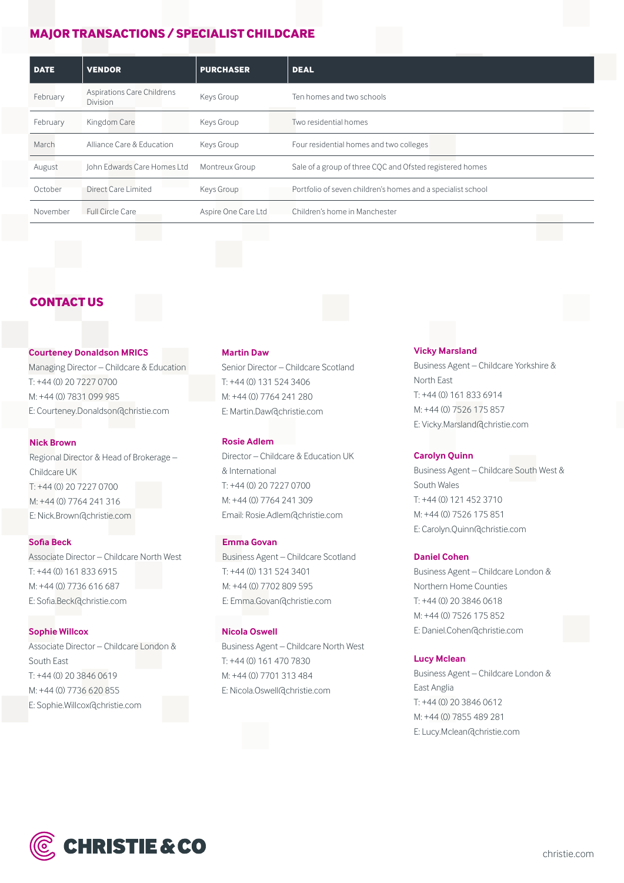## MAJOR TRANSACTIONS / SPECIALIST CHILDCARE

| DATE | VENDOR | PURCHASER | DEAL |
|---|---|---|---|
| February | Aspirations Care Childrens Division | Keys Group | Ten homes and two schools |
| February | Kingdom Care | Keys Group | Two residential homes |
| March | Alliance Care & Education | Keys Group | Four residential homes and two colleges |
| August | John Edwards Care Homes Ltd | Montreux Group | Sale of a group of three CQC and Ofsted registered homes |
| October | Direct Care Limited | Keys Group | Portfolio of seven children's homes and a specialist school |
| November | Full Circle Care | Aspire One Care Ltd | Children's home in Manchester |

## CONTACT US

**Courteney Donaldson MRICS**
Managing Director – Childcare & Education
T: +44 (0) 20 7227 0700
M: +44 (0) 7831 099 985
E: Courteney.Donaldson@christie.com

**Nick Brown**
Regional Director & Head of Brokerage – Childcare UK
T: +44 (0) 20 7227 0700
M: +44 (0) 7764 241 316
E: Nick.Brown@christie.com

**Sofia Beck**
Associate Director – Childcare North West
T: +44 (0) 161 833 6915
M: +44 (0) 7736 616 687
E: Sofia.Beck@christie.com

**Sophie Willcox**
Associate Director – Childcare London & South East
T: +44 (0) 20 3846 0619
M: +44 (0) 7736 620 855
E: Sophie.Willcox@christie.com

**Martin Daw**
Senior Director – Childcare Scotland
T: +44 (0) 131 524 3406
M: +44 (0) 7764 241 280
E: Martin.Daw@christie.com

**Rosie Adlem**
Director – Childcare & Education UK & International
T: +44 (0) 20 7227 0700
M: +44 (0) 7764 241 309
Email: Rosie.Adlem@christie.com

**Emma Govan**
Business Agent – Childcare Scotland
T: +44 (0) 131 524 3401
M: +44 (0) 7702 809 595
E: Emma.Govan@christie.com

**Nicola Oswell**
Business Agent – Childcare North West
T: +44 (0) 161 470 7830
M: +44 (0) 7701 313 484
E: Nicola.Oswell@christie.com

**Vicky Marsland**
Business Agent – Childcare Yorkshire & North East
T: +44 (0) 161 833 6914
M: +44 (0) 7526 175 857
E: Vicky.Marsland@christie.com

**Carolyn Quinn**
Business Agent – Childcare South West & South Wales
T: +44 (0) 121 452 3710
M: +44 (0) 7526 175 851
E: Carolyn.Quinn@christie.com

**Daniel Cohen**
Business Agent – Childcare London & Northern Home Counties
T: +44 (0) 20 3846 0618
M: +44 (0) 7526 175 852
E: Daniel.Cohen@christie.com

**Lucy Mclean**
Business Agent – Childcare London & East Anglia
T: +44 (0) 20 3846 0612
M: +44 (0) 7855 489 281
E: Lucy.Mclean@christie.com

CHRISTIE & CO

christie.com